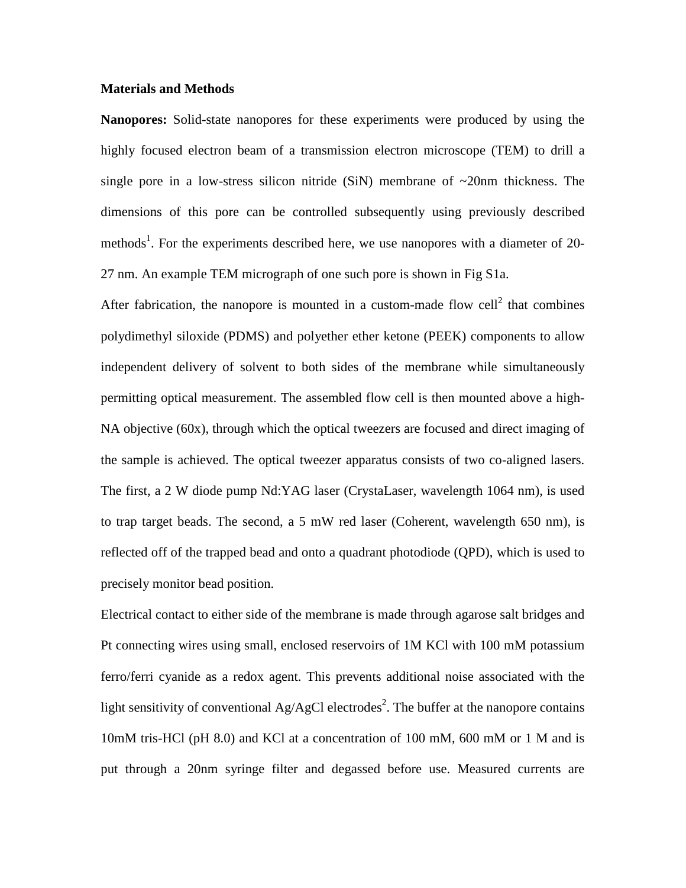**Materials and Methods**

**Nanopores:** Solid-state nanopores for these experiments were produced by using the highly focused electron beam of a transmission electron microscope (TEM) to drill a single pore in a low-stress silicon nitride (SiN) membrane of ~20nm thickness. The dimensions of this pore can be controlled subsequently using previously described methods[1]. For the experiments described here, we use nanopores with a diameter of 20-27 nm. An example TEM micrograph of one such pore is shown in Fig S1a.

After fabrication, the nanopore is mounted in a custom-made flow cell[2] that combines polydimethyl siloxide (PDMS) and polyether ether ketone (PEEK) components to allow independent delivery of solvent to both sides of the membrane while simultaneously permitting optical measurement. The assembled flow cell is then mounted above a high-NA objective (60x), through which the optical tweezers are focused and direct imaging of the sample is achieved. The optical tweezer apparatus consists of two co-aligned lasers. The first, a 2 W diode pump Nd:YAG laser (CrystaLaser, wavelength 1064 nm), is used to trap target beads. The second, a 5 mW red laser (Coherent, wavelength 650 nm), is reflected off of the trapped bead and onto a quadrant photodiode (QPD), which is used to precisely monitor bead position.

Electrical contact to either side of the membrane is made through agarose salt bridges and Pt connecting wires using small, enclosed reservoirs of 1M KCl with 100 mM potassium ferro/ferri cyanide as a redox agent. This prevents additional noise associated with the light sensitivity of conventional Ag/AgCl electrodes[2]. The buffer at the nanopore contains 10mM tris-HCl (pH 8.0) and KCl at a concentration of 100 mM, 600 mM or 1 M and is put through a 20nm syringe filter and degassed before use. Measured currents are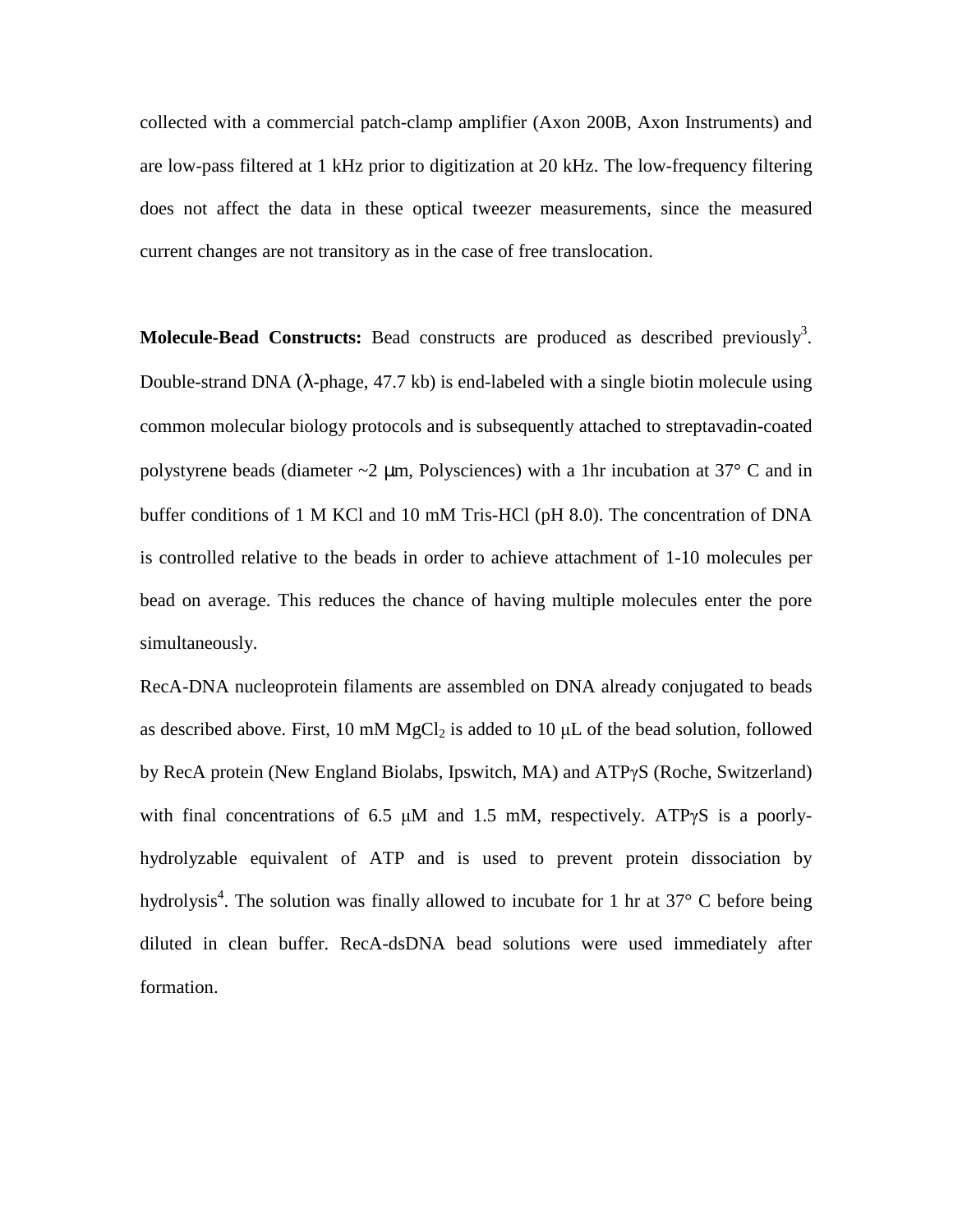collected with a commercial patch-clamp amplifier (Axon 200B, Axon Instruments) and are low-pass filtered at 1 kHz prior to digitization at 20 kHz. The low-frequency filtering does not affect the data in these optical tweezer measurements, since the measured current changes are not transitory as in the case of free translocation.

**Molecule-Bead Constructs:** Bead constructs are produced as described previously[3]. Double-strand DNA (λ-phage, 47.7 kb) is end-labeled with a single biotin molecule using common molecular biology protocols and is subsequently attached to streptavadin-coated polystyrene beads (diameter ~2 μm, Polysciences) with a 1hr incubation at 37° C and in buffer conditions of 1 M KCl and 10 mM Tris-HCl (pH 8.0). The concentration of DNA is controlled relative to the beads in order to achieve attachment of 1-10 molecules per bead on average. This reduces the chance of having multiple molecules enter the pore simultaneously.

RecA-DNA nucleoprotein filaments are assembled on DNA already conjugated to beads as described above. First, 10 mM $MgCl_2$ is added to 10 μL of the bead solution, followed by RecA protein (New England Biolabs, Ipswitch, MA) and ATPγS (Roche, Switzerland) with final concentrations of 6.5 μM and 1.5 mM, respectively. ATPγS is a poorly-hydrolyzable equivalent of ATP and is used to prevent protein dissociation by hydrolysis[4]. The solution was finally allowed to incubate for 1 hr at 37° C before being diluted in clean buffer. RecA-dsDNA bead solutions were used immediately after formation.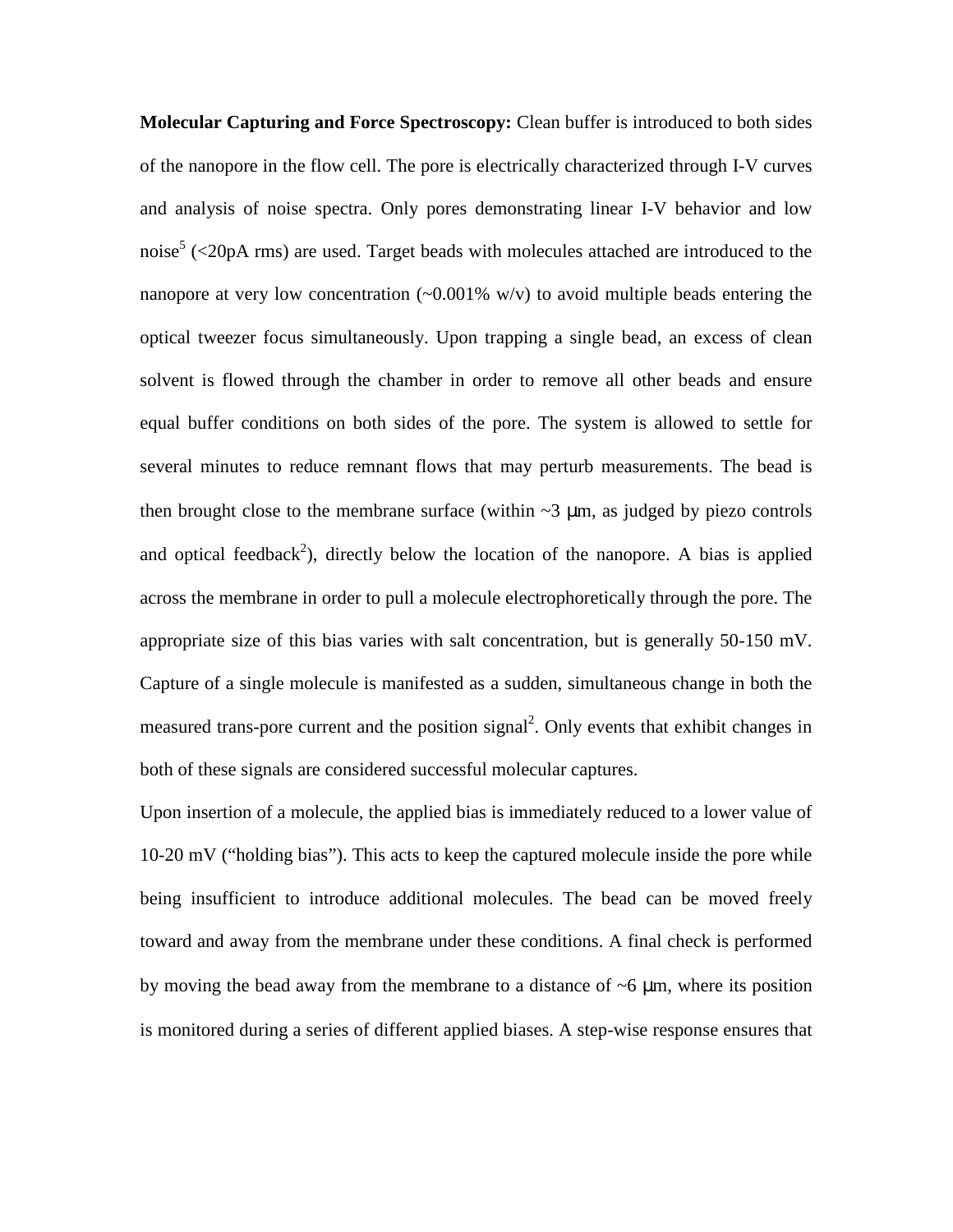**Molecular Capturing and Force Spectroscopy:** Clean buffer is introduced to both sides of the nanopore in the flow cell. The pore is electrically characterized through I-V curves and analysis of noise spectra. Only pores demonstrating linear I-V behavior and low noise[5] (<20pA rms) are used. Target beads with molecules attached are introduced to the nanopore at very low concentration (~0.001% w/v) to avoid multiple beads entering the optical tweezer focus simultaneously. Upon trapping a single bead, an excess of clean solvent is flowed through the chamber in order to remove all other beads and ensure equal buffer conditions on both sides of the pore. The system is allowed to settle for several minutes to reduce remnant flows that may perturb measurements. The bead is then brought close to the membrane surface (within ~3 μm, as judged by piezo controls and optical feedback[2]), directly below the location of the nanopore. A bias is applied across the membrane in order to pull a molecule electrophoretically through the pore. The appropriate size of this bias varies with salt concentration, but is generally 50-150 mV. Capture of a single molecule is manifested as a sudden, simultaneous change in both the measured trans-pore current and the position signal[2]. Only events that exhibit changes in both of these signals are considered successful molecular captures.

Upon insertion of a molecule, the applied bias is immediately reduced to a lower value of 10-20 mV ("holding bias"). This acts to keep the captured molecule inside the pore while being insufficient to introduce additional molecules. The bead can be moved freely toward and away from the membrane under these conditions. A final check is performed by moving the bead away from the membrane to a distance of ~6 μm, where its position is monitored during a series of different applied biases. A step-wise response ensures that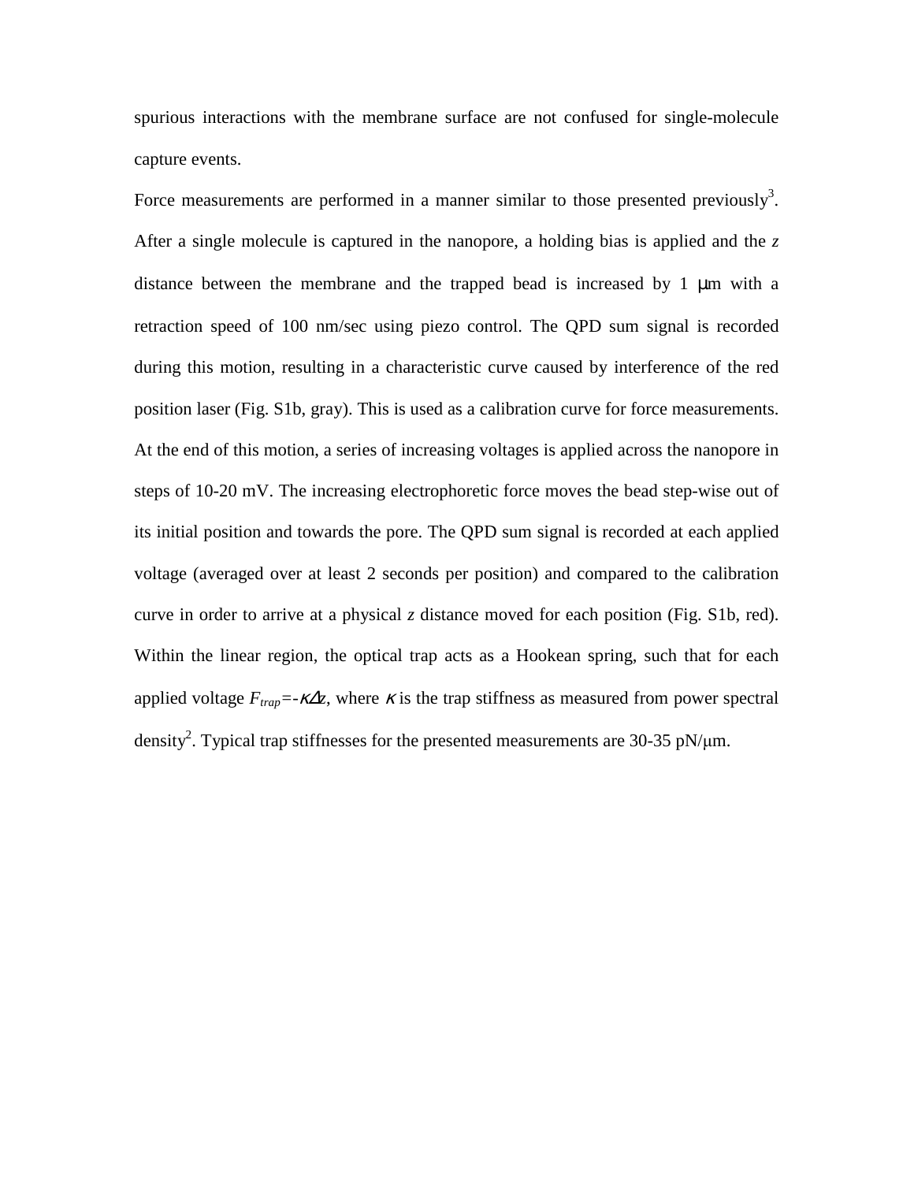spurious interactions with the membrane surface are not confused for single-molecule capture events.

Force measurements are performed in a manner similar to those presented previously[3]. After a single molecule is captured in the nanopore, a holding bias is applied and the *z* distance between the membrane and the trapped bead is increased by 1 μm with a retraction speed of 100 nm/sec using piezo control. The QPD sum signal is recorded during this motion, resulting in a characteristic curve caused by interference of the red position laser (Fig. S1b, gray). This is used as a calibration curve for force measurements. At the end of this motion, a series of increasing voltages is applied across the nanopore in steps of 10-20 mV. The increasing electrophoretic force moves the bead step-wise out of its initial position and towards the pore. The QPD sum signal is recorded at each applied voltage (averaged over at least 2 seconds per position) and compared to the calibration curve in order to arrive at a physical *z* distance moved for each position (Fig. S1b, red). Within the linear region, the optical trap acts as a Hookean spring, such that for each applied voltage $F_{trap}=-\kappa\Delta z$, where $\kappa$ is the trap stiffness as measured from power spectral density[2]. Typical trap stiffnesses for the presented measurements are 30-35 pN/μm.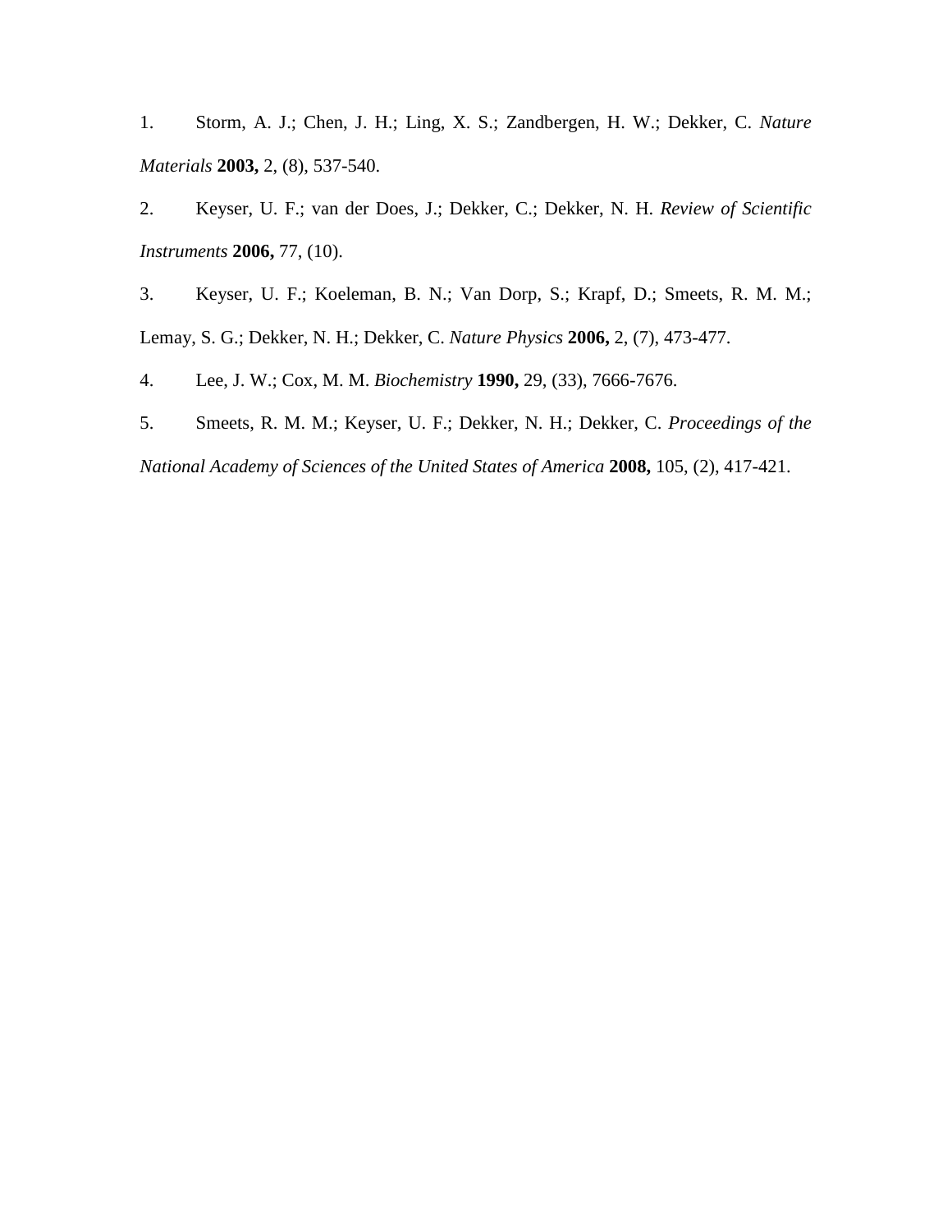1. Storm, A. J.; Chen, J. H.; Ling, X. S.; Zandbergen, H. W.; Dekker, C. *Nature Materials* **2003,** 2, (8), 537-540.

2. Keyser, U. F.; van der Does, J.; Dekker, C.; Dekker, N. H. *Review of Scientific Instruments* **2006,** 77, (10).

3. Keyser, U. F.; Koeleman, B. N.; Van Dorp, S.; Krapf, D.; Smeets, R. M. M.; Lemay, S. G.; Dekker, N. H.; Dekker, C. *Nature Physics* **2006,** 2, (7), 473-477.

4. Lee, J. W.; Cox, M. M. *Biochemistry* **1990,** 29, (33), 7666-7676.

5. Smeets, R. M. M.; Keyser, U. F.; Dekker, N. H.; Dekker, C. *Proceedings of the National Academy of Sciences of the United States of America* **2008,** 105, (2), 417-421.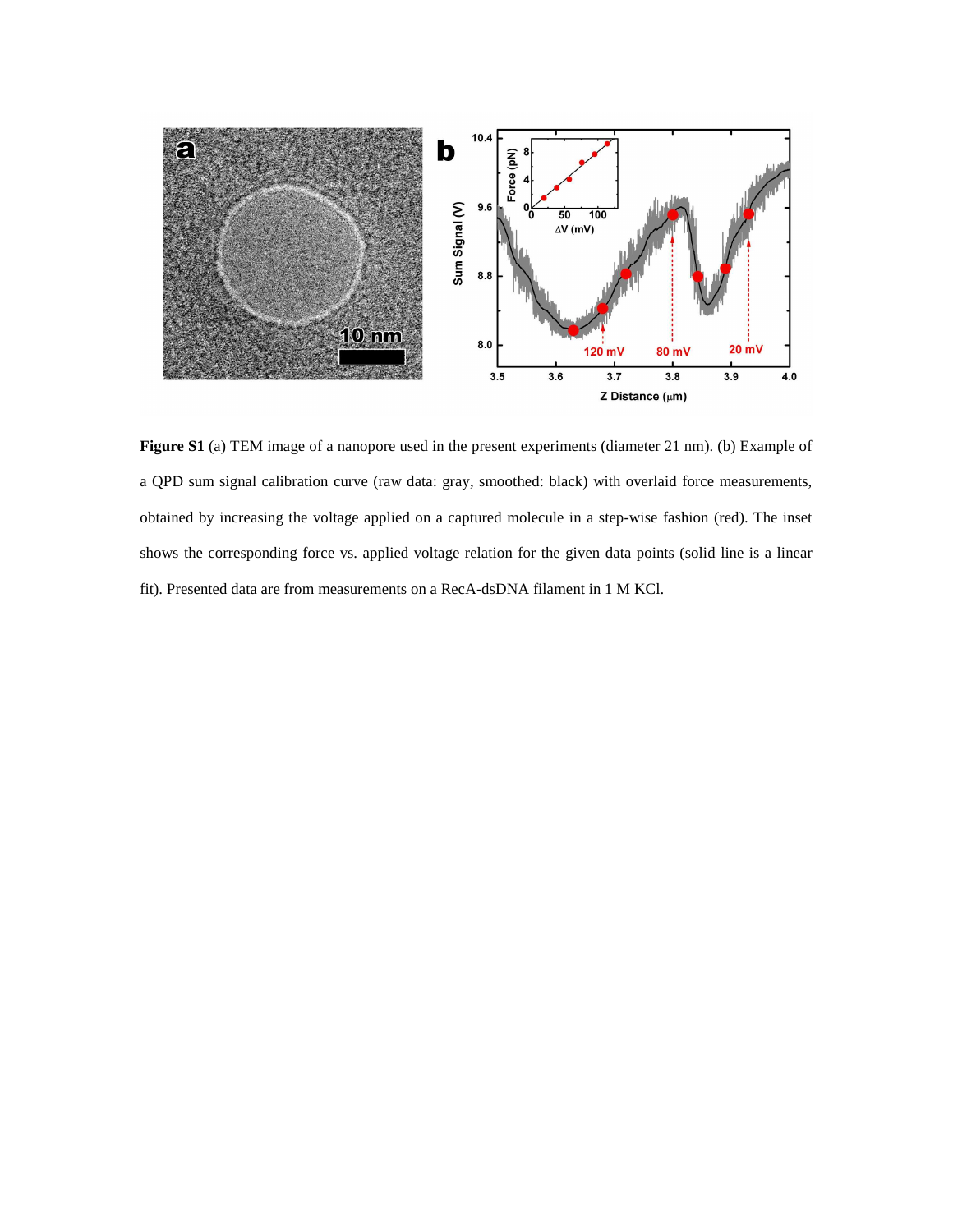a

10 nm

b

10.4

9.6

8.8

8.0

Sum Signal (V)

3.5 3.6 3.7 3.8 3.9 4.0

Z Distance (μm)

120 mV

80 mV

20 mV

Force (pN)

0 4 8

0 50 100

ΔV (mV)

**Figure S1** (a) TEM image of a nanopore used in the present experiments (diameter 21 nm). (b) Example of a QPD sum signal calibration curve (raw data: gray, smoothed: black) with overlaid force measurements, obtained by increasing the voltage applied on a captured molecule in a step-wise fashion (red). The inset shows the corresponding force vs. applied voltage relation for the given data points (solid line is a linear fit). Presented data are from measurements on a RecA-dsDNA filament in 1 M KCl.